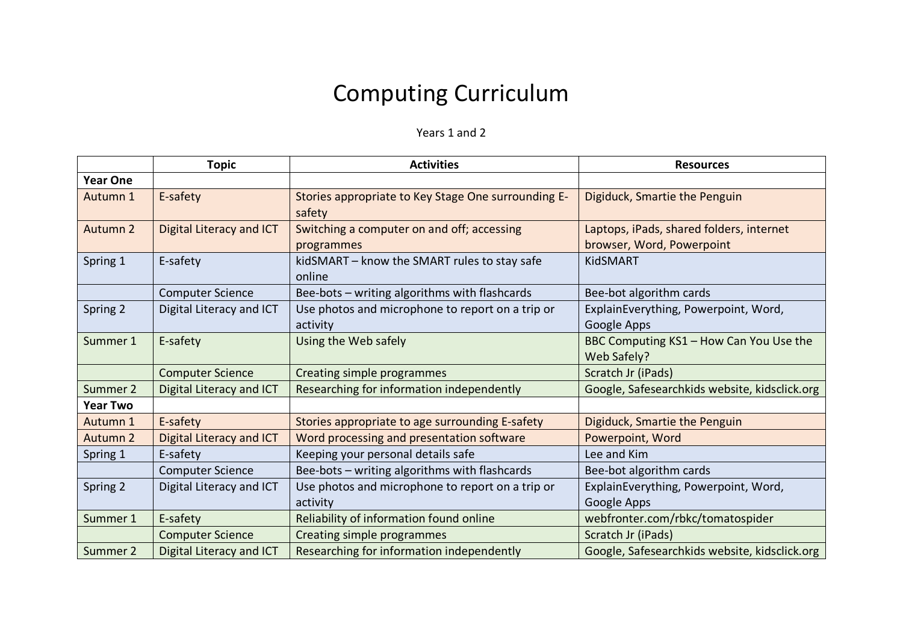# Computing Curriculum

Years 1 and 2

| | Topic | Activities | Resources |
|---|---|---|---|
| **Year One** | | | |
| Autumn 1 | E-safety | Stories appropriate to Key Stage One surrounding E-safety | Digiduck, Smartie the Penguin |
| Autumn 2 | Digital Literacy and ICT | Switching a computer on and off; accessing programmes | Laptops, iPads, shared folders, internet browser, Word, Powerpoint |
| Spring 1 | E-safety | kidSMART – know the SMART rules to stay safe online | KidSMART |
| | Computer Science | Bee-bots – writing algorithms with flashcards | Bee-bot algorithm cards |
| Spring 2 | Digital Literacy and ICT | Use photos and microphone to report on a trip or activity | ExplainEverything, Powerpoint, Word, Google Apps |
| Summer 1 | E-safety | Using the Web safely | BBC Computing KS1 – How Can You Use the Web Safely? |
| | Computer Science | Creating simple programmes | Scratch Jr (iPads) |
| Summer 2 | Digital Literacy and ICT | Researching for information independently | Google, Safesearchkids website, kidsclick.org |
| **Year Two** | | | |
| Autumn 1 | E-safety | Stories appropriate to age surrounding E-safety | Digiduck, Smartie the Penguin |
| Autumn 2 | Digital Literacy and ICT | Word processing and presentation software | Powerpoint, Word |
| Spring 1 | E-safety | Keeping your personal details safe | Lee and Kim |
| | Computer Science | Bee-bots – writing algorithms with flashcards | Bee-bot algorithm cards |
| Spring 2 | Digital Literacy and ICT | Use photos and microphone to report on a trip or activity | ExplainEverything, Powerpoint, Word, Google Apps |
| Summer 1 | E-safety | Reliability of information found online | webfronter.com/rbkc/tomatospider |
| | Computer Science | Creating simple programmes | Scratch Jr (iPads) |
| Summer 2 | Digital Literacy and ICT | Researching for information independently | Google, Safesearchkids website, kidsclick.org |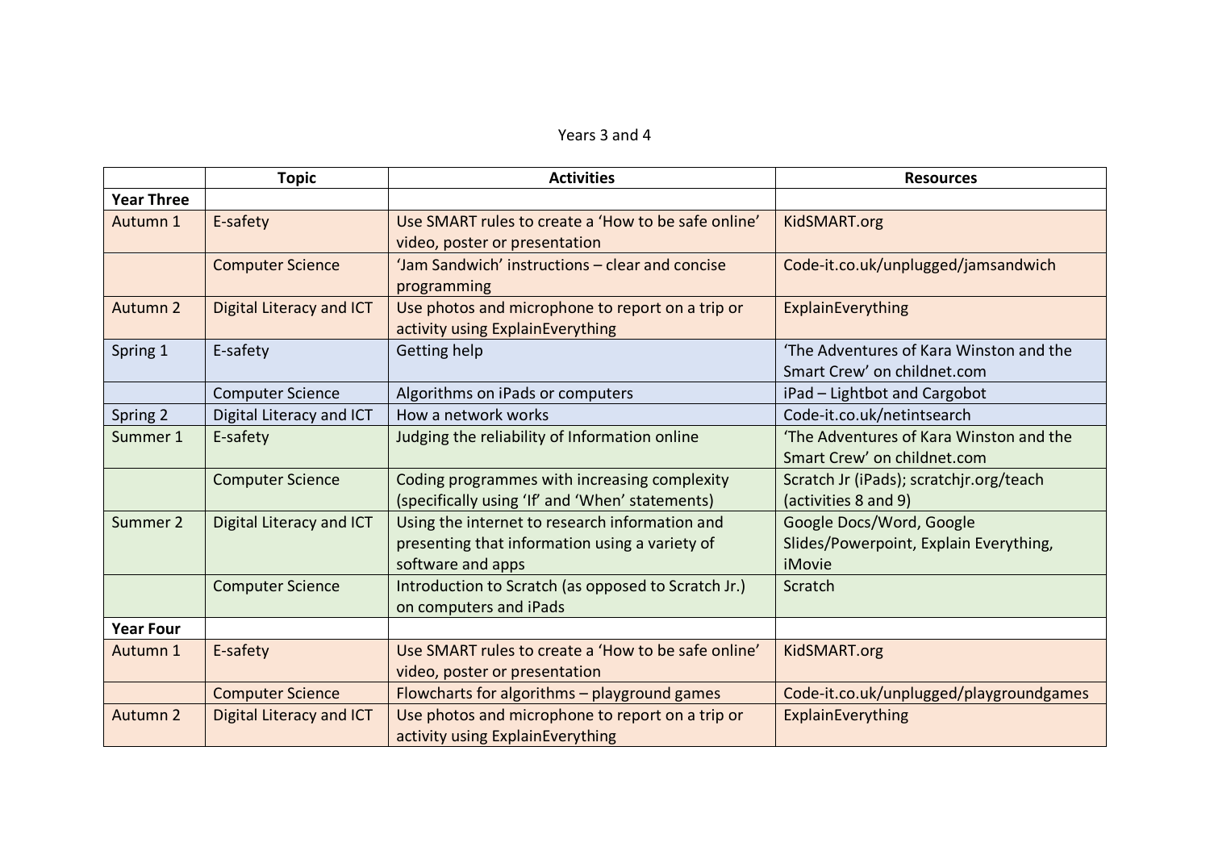Years 3 and 4

| | Topic | Activities | Resources |
|---|---|---|---|
| **Year Three** | | | |
| Autumn 1 | E-safety | Use SMART rules to create a 'How to be safe online' video, poster or presentation | KidSMART.org |
| | Computer Science | 'Jam Sandwich' instructions – clear and concise programming | Code-it.co.uk/unplugged/jamsandwich |
| Autumn 2 | Digital Literacy and ICT | Use photos and microphone to report on a trip or activity using ExplainEverything | ExplainEverything |
| Spring 1 | E-safety | Getting help | 'The Adventures of Kara Winston and the Smart Crew' on childnet.com |
| | Computer Science | Algorithms on iPads or computers | iPad – Lightbot and Cargobot |
| Spring 2 | Digital Literacy and ICT | How a network works | Code-it.co.uk/netintsearch |
| Summer 1 | E-safety | Judging the reliability of Information online | 'The Adventures of Kara Winston and the Smart Crew' on childnet.com |
| | Computer Science | Coding programmes with increasing complexity (specifically using 'If' and 'When' statements) | Scratch Jr (iPads); scratchjr.org/teach (activities 8 and 9) |
| Summer 2 | Digital Literacy and ICT | Using the internet to research information and presenting that information using a variety of software and apps | Google Docs/Word, Google Slides/Powerpoint, Explain Everything, iMovie |
| | Computer Science | Introduction to Scratch (as opposed to Scratch Jr.) on computers and iPads | Scratch |
| **Year Four** | | | |
| Autumn 1 | E-safety | Use SMART rules to create a 'How to be safe online' video, poster or presentation | KidSMART.org |
| | Computer Science | Flowcharts for algorithms – playground games | Code-it.co.uk/unplugged/playgroundgames |
| Autumn 2 | Digital Literacy and ICT | Use photos and microphone to report on a trip or activity using ExplainEverything | ExplainEverything |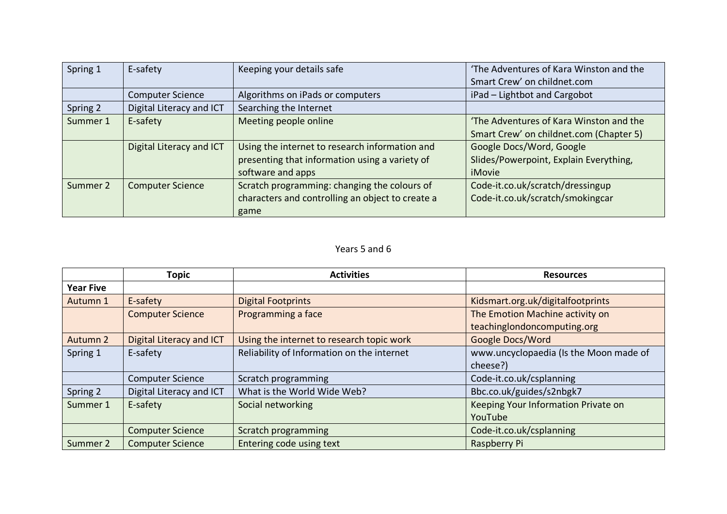| | | | |
|---|---|---|---|
| Spring 1 | E-safety | Keeping your details safe | 'The Adventures of Kara Winston and the Smart Crew' on childnet.com |
| | Computer Science | Algorithms on iPads or computers | iPad – Lightbot and Cargobot |
| Spring 2 | Digital Literacy and ICT | Searching the Internet | |
| Summer 1 | E-safety | Meeting people online | 'The Adventures of Kara Winston and the Smart Crew' on childnet.com (Chapter 5) |
| | Digital Literacy and ICT | Using the internet to research information and presenting that information using a variety of software and apps | Google Docs/Word, Google Slides/Powerpoint, Explain Everything, iMovie |
| Summer 2 | Computer Science | Scratch programming: changing the colours of characters and controlling an object to create a game | Code-it.co.uk/scratch/dressingup Code-it.co.uk/scratch/smokingcar |

Years 5 and 6

| | Topic | Activities | Resources |
|---|---|---|---|
| **Year Five** | | | |
| Autumn 1 | E-safety | Digital Footprints | Kidsmart.org.uk/digitalfootprints |
| | Computer Science | Programming a face | The Emotion Machine activity on teachinglondoncomputing.org |
| Autumn 2 | Digital Literacy and ICT | Using the internet to research topic work | Google Docs/Word |
| Spring 1 | E-safety | Reliability of Information on the internet | www.uncyclopaedia (Is the Moon made of cheese?) |
| | Computer Science | Scratch programming | Code-it.co.uk/csplanning |
| Spring 2 | Digital Literacy and ICT | What is the World Wide Web? | Bbc.co.uk/guides/s2nbgk7 |
| Summer 1 | E-safety | Social networking | Keeping Your Information Private on YouTube |
| | Computer Science | Scratch programming | Code-it.co.uk/csplanning |
| Summer 2 | Computer Science | Entering code using text | Raspberry Pi |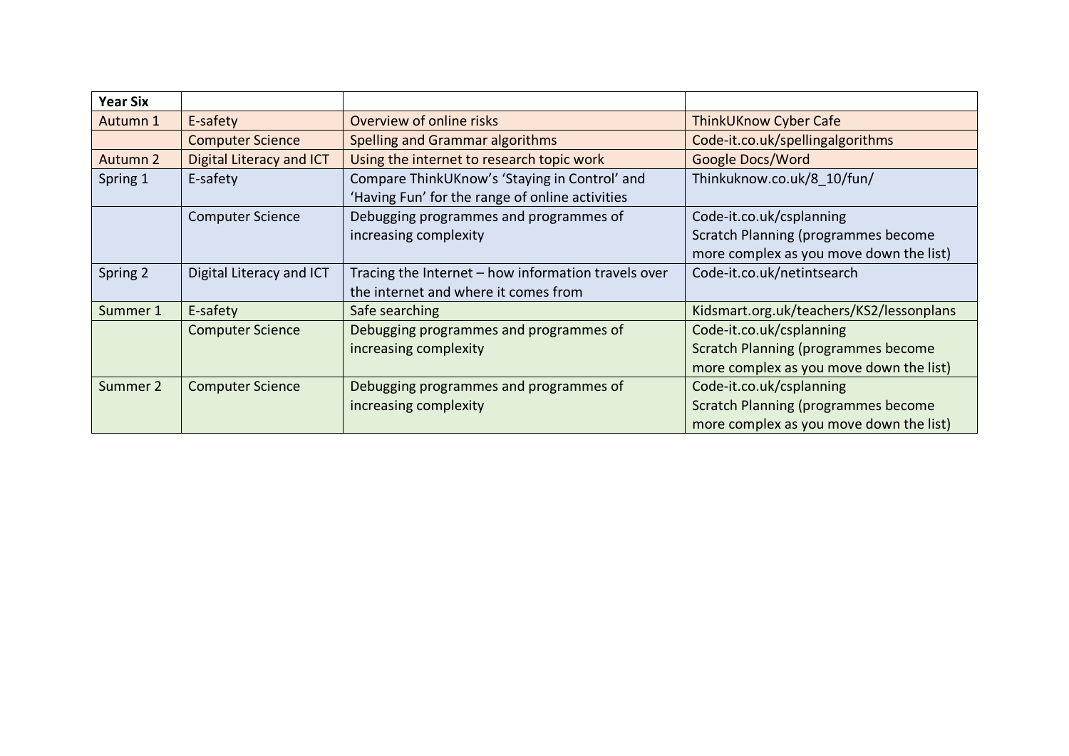| **Year Six** | | | |
|---|---|---|---|
| Autumn 1 | E-safety | Overview of online risks | ThinkUKnow Cyber Cafe |
| | Computer Science | Spelling and Grammar algorithms | Code-it.co.uk/spellingalgorithms |
| Autumn 2 | Digital Literacy and ICT | Using the internet to research topic work | Google Docs/Word |
| Spring 1 | E-safety | Compare ThinkUKnow's 'Staying in Control' and 'Having Fun' for the range of online activities | Thinkuknow.co.uk/8_10/fun/ |
| | Computer Science | Debugging programmes and programmes of increasing complexity | Code-it.co.uk/csplanning<br>Scratch Planning (programmes become more complex as you move down the list) |
| Spring 2 | Digital Literacy and ICT | Tracing the Internet – how information travels over the internet and where it comes from | Code-it.co.uk/netintsearch |
| Summer 1 | E-safety | Safe searching | Kidsmart.org.uk/teachers/KS2/lessonplans |
| | Computer Science | Debugging programmes and programmes of increasing complexity | Code-it.co.uk/csplanning<br>Scratch Planning (programmes become more complex as you move down the list) |
| Summer 2 | Computer Science | Debugging programmes and programmes of increasing complexity | Code-it.co.uk/csplanning<br>Scratch Planning (programmes become more complex as you move down the list) |